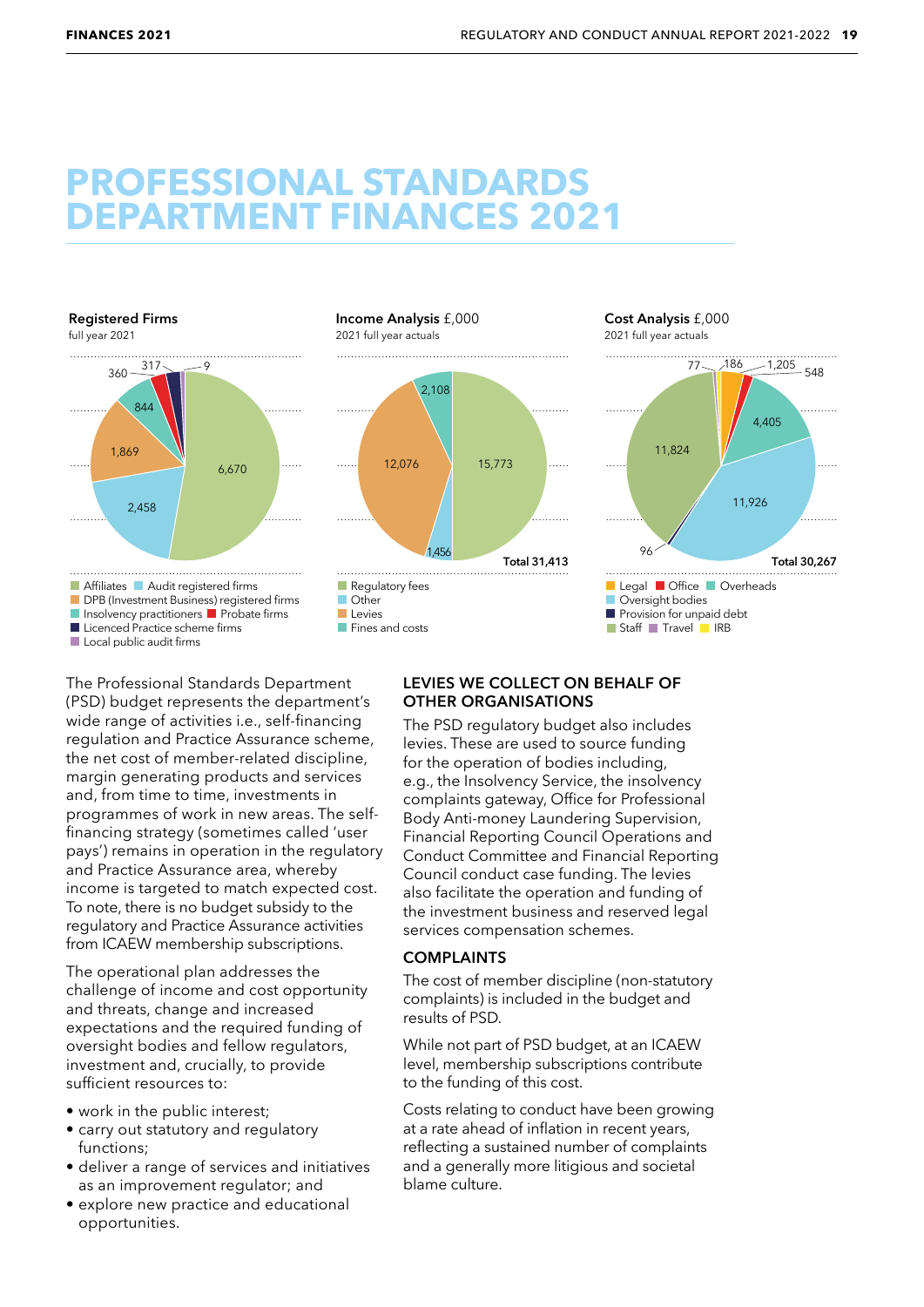# PROFESSIONAL STANDARDS DEPARTMENT FINANCES 2021

**Registered Firms**
full year 2021

| Category | Number |
|---|---|
| Affiliates | 6,670 |
| Audit registered firms | 2,458 |
| DPB (Investment Business) registered firms | 1,869 |
| Insolvency practitioners | 844 |
| Probate firms | 360 |
| Licenced Practice scheme firms | 317 |
| Local public audit firms | 9 |

**Income Analysis** £,000
2021 full year actuals

| Category | £,000 |
|---|---|
| Regulatory fees | 15,773 |
| Other | 1,456 |
| Levies | 12,076 |
| Fines and costs | 2,108 |
| **Total** | **31,413** |

**Cost Analysis** £,000
2021 full year actuals

| Category | £,000 |
|---|---|
| Legal | 1,205 |
| Office | 548 |
| Overheads | 4,405 |
| Oversight bodies | 11,926 |
| Provision for unpaid debt | 96 |
| Staff | 11,824 |
| Travel | 77 |
| IRB | 186 |
| **Total** | **30,267** |

The Professional Standards Department (PSD) budget represents the department's wide range of activities i.e., self-financing regulation and Practice Assurance scheme, the net cost of member-related discipline, margin generating products and services and, from time to time, investments in programmes of work in new areas. The self-financing strategy (sometimes called 'user pays') remains in operation in the regulatory and Practice Assurance area, whereby income is targeted to match expected cost. To note, there is no budget subsidy to the regulatory and Practice Assurance activities from ICAEW membership subscriptions.

The operational plan addresses the challenge of income and cost opportunity and threats, change and increased expectations and the required funding of oversight bodies and fellow regulators, investment and, crucially, to provide sufficient resources to:

- work in the public interest;
- carry out statutory and regulatory functions;
- deliver a range of services and initiatives as an improvement regulator; and
- explore new practice and educational opportunities.

### LEVIES WE COLLECT ON BEHALF OF OTHER ORGANISATIONS

The PSD regulatory budget also includes levies. These are used to source funding for the operation of bodies including, e.g., the Insolvency Service, the insolvency complaints gateway, Office for Professional Body Anti-money Laundering Supervision, Financial Reporting Council Operations and Conduct Committee and Financial Reporting Council conduct case funding. The levies also facilitate the operation and funding of the investment business and reserved legal services compensation schemes.

### COMPLAINTS

The cost of member discipline (non-statutory complaints) is included in the budget and results of PSD.

While not part of PSD budget, at an ICAEW level, membership subscriptions contribute to the funding of this cost.

Costs relating to conduct have been growing at a rate ahead of inflation in recent years, reflecting a sustained number of complaints and a generally more litigious and societal blame culture.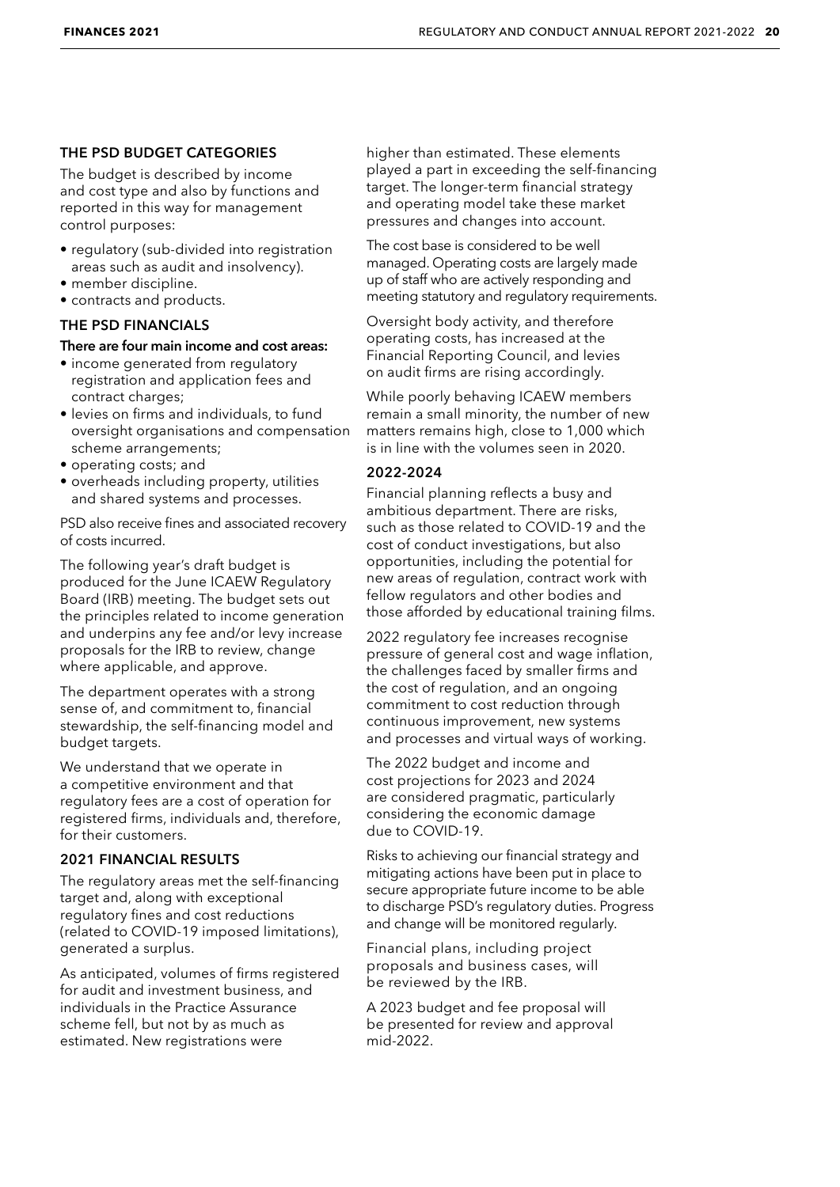## THE PSD BUDGET CATEGORIES

The budget is described by income and cost type and also by functions and reported in this way for management control purposes:

- regulatory (sub-divided into registration areas such as audit and insolvency).
- member discipline.
- contracts and products.

## THE PSD FINANCIALS

**There are four main income and cost areas:**

- income generated from regulatory registration and application fees and contract charges;
- levies on firms and individuals, to fund oversight organisations and compensation scheme arrangements;
- operating costs; and
- overheads including property, utilities and shared systems and processes.

PSD also receive fines and associated recovery of costs incurred.

The following year's draft budget is produced for the June ICAEW Regulatory Board (IRB) meeting. The budget sets out the principles related to income generation and underpins any fee and/or levy increase proposals for the IRB to review, change where applicable, and approve.

The department operates with a strong sense of, and commitment to, financial stewardship, the self-financing model and budget targets.

We understand that we operate in a competitive environment and that regulatory fees are a cost of operation for registered firms, individuals and, therefore, for their customers.

## 2021 FINANCIAL RESULTS

The regulatory areas met the self-financing target and, along with exceptional regulatory fines and cost reductions (related to COVID-19 imposed limitations), generated a surplus.

As anticipated, volumes of firms registered for audit and investment business, and individuals in the Practice Assurance scheme fell, but not by as much as estimated. New registrations were higher than estimated. These elements played a part in exceeding the self-financing target. The longer-term financial strategy and operating model take these market pressures and changes into account.

The cost base is considered to be well managed. Operating costs are largely made up of staff who are actively responding and meeting statutory and regulatory requirements.

Oversight body activity, and therefore operating costs, has increased at the Financial Reporting Council, and levies on audit firms are rising accordingly.

While poorly behaving ICAEW members remain a small minority, the number of new matters remains high, close to 1,000 which is in line with the volumes seen in 2020.

## 2022-2024

Financial planning reflects a busy and ambitious department. There are risks, such as those related to COVID-19 and the cost of conduct investigations, but also opportunities, including the potential for new areas of regulation, contract work with fellow regulators and other bodies and those afforded by educational training films.

2022 regulatory fee increases recognise pressure of general cost and wage inflation, the challenges faced by smaller firms and the cost of regulation, and an ongoing commitment to cost reduction through continuous improvement, new systems and processes and virtual ways of working.

The 2022 budget and income and cost projections for 2023 and 2024 are considered pragmatic, particularly considering the economic damage due to COVID-19.

Risks to achieving our financial strategy and mitigating actions have been put in place to secure appropriate future income to be able to discharge PSD's regulatory duties. Progress and change will be monitored regularly.

Financial plans, including project proposals and business cases, will be reviewed by the IRB.

A 2023 budget and fee proposal will be presented for review and approval mid-2022.